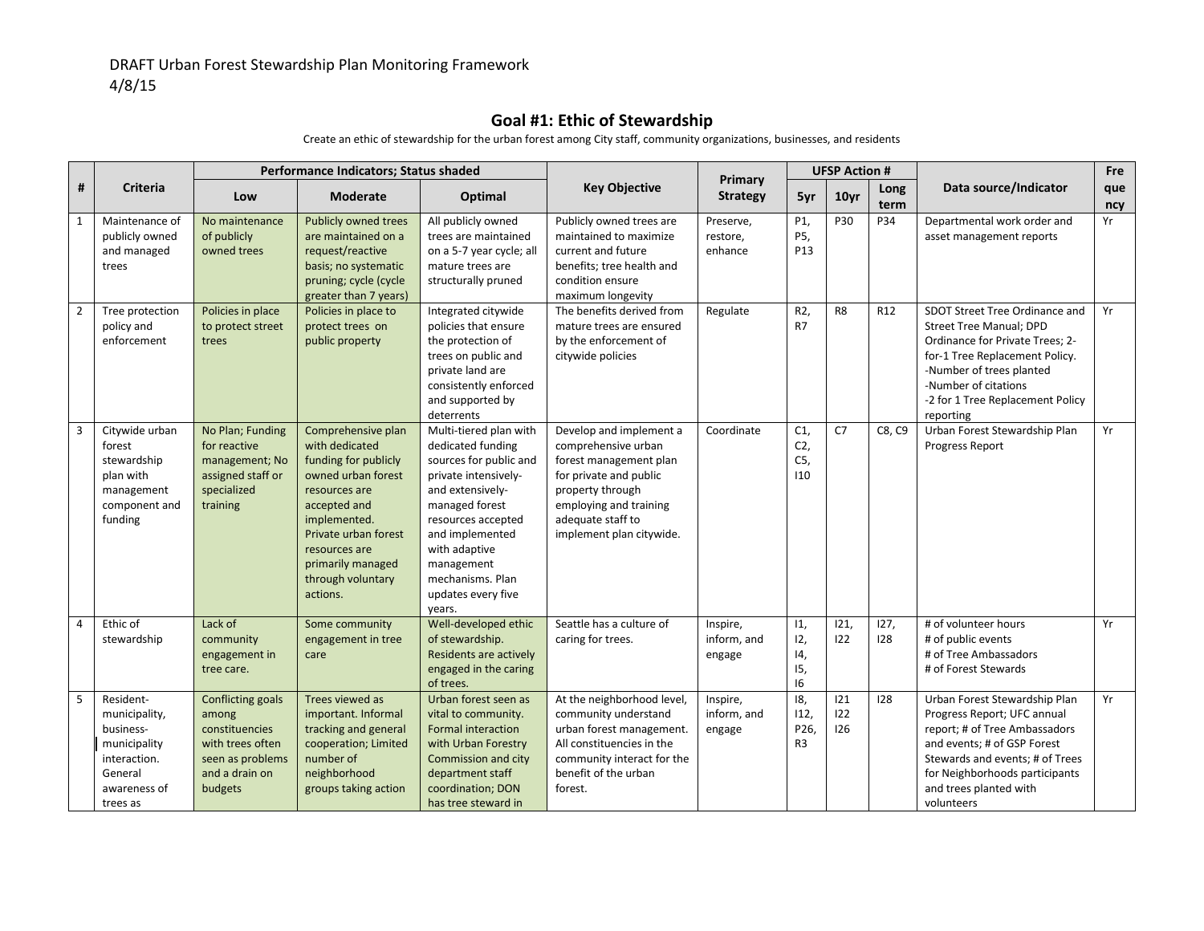DRAFT Urban Forest Stewardship Plan Monitoring Framework
4/8/15

## Goal #1: Ethic of Stewardship

Create an ethic of stewardship for the urban forest among City staff, community organizations, businesses, and residents

| # | Criteria | Performance Indicators; Status shaded | | | Key Objective | Primary Strategy | UFSP Action # | | | Data source/Indicator | Frequency |
|---|---|---|---|---|---|---|---|---|---|---|---|
| | | Low | Moderate | Optimal | | | 5yr | 10yr | Long term | | |
| 1 | Maintenance of publicly owned and managed trees | No maintenance of publicly owned trees | Publicly owned trees are maintained on a request/reactive basis; no systematic pruning; cycle (cycle greater than 7 years) | All publicly owned trees are maintained on a 5-7 year cycle; all mature trees are structurally pruned | Publicly owned trees are maintained to maximize current and future benefits; tree health and condition ensure maximum longevity | Preserve, restore, enhance | P1, P5, P13 | P30 | P34 | Departmental work order and asset management reports | Yr |
| 2 | Tree protection policy and enforcement | Policies in place to protect street trees | Policies in place to protect trees on public property | Integrated citywide policies that ensure the protection of trees on public and private land are consistently enforced and supported by deterrents | The benefits derived from mature trees are ensured by the enforcement of citywide policies | Regulate | R2, R7 | R8 | R12 | SDOT Street Tree Ordinance and Street Tree Manual; DPD Ordinance for Private Trees; 2-for-1 Tree Replacement Policy.<br>-Number of trees planted<br>-Number of citations<br>-2 for 1 Tree Replacement Policy reporting | Yr |
| 3 | Citywide urban forest stewardship plan with management component and funding | No Plan; Funding for reactive management; No assigned staff or specialized training | Comprehensive plan with dedicated funding for publicly owned urban forest resources are accepted and implemented. Private urban forest resources are primarily managed through voluntary actions. | Multi-tiered plan with dedicated funding sources for public and private intensively- and extensively-managed forest resources accepted and implemented with adaptive management mechanisms. Plan updates every five years. | Develop and implement a comprehensive urban forest management plan for private and public property through employing and training adequate staff to implement plan citywide. | Coordinate | C1, C2, C5, I10 | C7 | C8, C9 | Urban Forest Stewardship Plan Progress Report | Yr |
| 4 | Ethic of stewardship | Lack of community engagement in tree care. | Some community engagement in tree care | Well-developed ethic of stewardship. Residents are actively engaged in the caring of trees. | Seattle has a culture of caring for trees. | Inspire, inform, and engage | I1, I2, I4, I5, I6 | I21, I22 | I27, I28 | # of volunteer hours<br># of public events<br># of Tree Ambassadors<br># of Forest Stewards | Yr |
| 5 | Resident-municipality, business-municipality interaction. General awareness of trees as | Conflicting goals among constituencies with trees often seen as problems and a drain on budgets | Trees viewed as important. Informal tracking and general cooperation; Limited number of neighborhood groups taking action | Urban forest seen as vital to community. Formal interaction with Urban Forestry Commission and city department staff coordination; DON has tree steward in | At the neighborhood level, community understand urban forest management. All constituencies in the community interact for the benefit of the urban forest. | Inspire, inform, and engage | I8, I12, P26, R3 | I21<br>I22<br>I26 | I28 | Urban Forest Stewardship Plan Progress Report; UFC annual report; # of Tree Ambassadors and events; # of GSP Forest Stewards and events; # of Trees for Neighborhoods participants and trees planted with volunteers | Yr |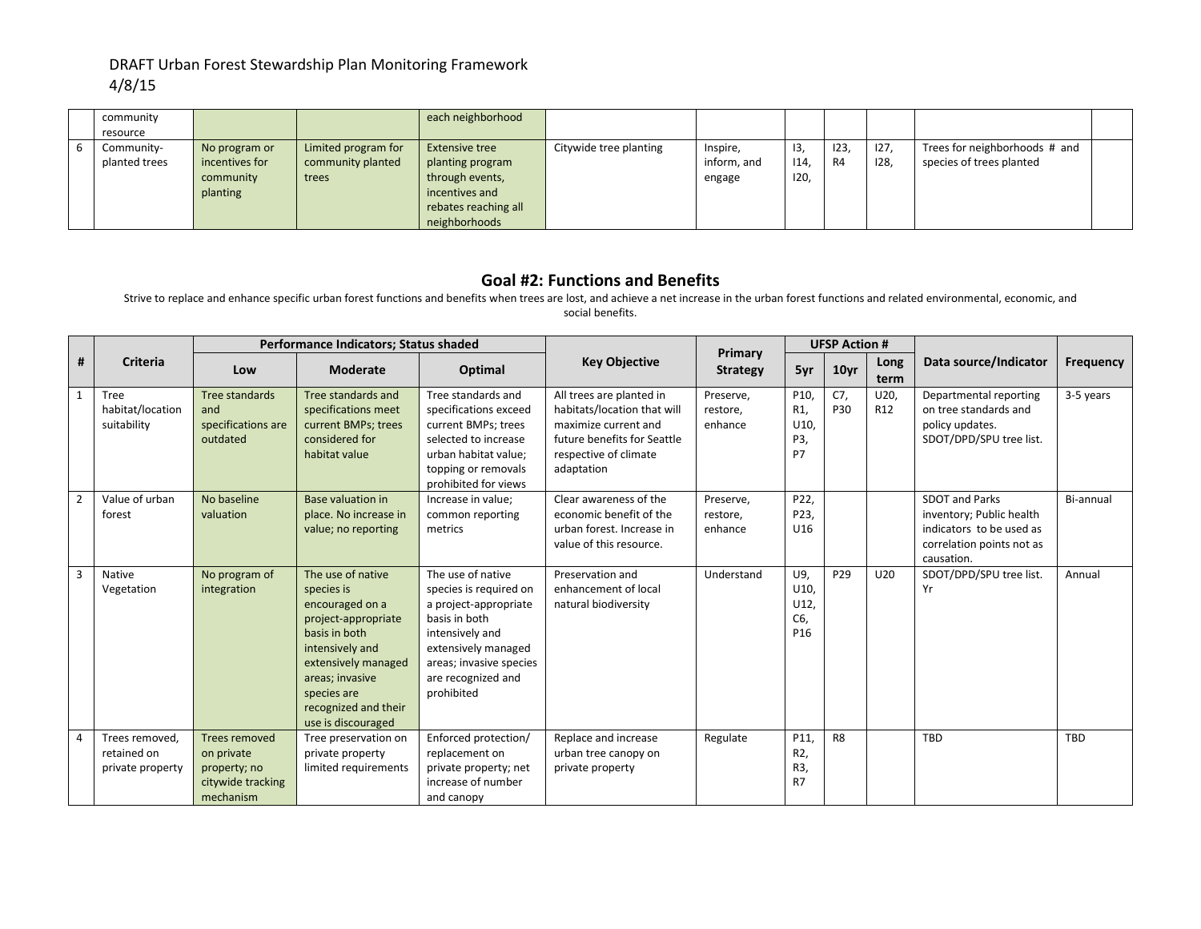| | community resource | | | each neighborhood | | | | | | | |
|---|---|---|---|---|---|---|---|---|---|---|---|
| 6 | Community-planted trees | No program or incentives for community planting | Limited program for community planted trees | Extensive tree planting program through events, incentives and rebates reaching all neighborhoods | Citywide tree planting | Inspire, inform, and engage | I3, I14, I20, | I23, R4 | I27, I28, | Trees for neighborhoods # and species of trees planted | |

## Goal #2: Functions and Benefits

Strive to replace and enhance specific urban forest functions and benefits when trees are lost, and achieve a net increase in the urban forest functions and related environmental, economic, and social benefits.

| # | Criteria | Performance Indicators; Status shaded | | | Key Objective | Primary Strategy | UFSP Action # | | | Data source/Indicator | Frequency |
|---|---|---|---|---|---|---|---|---|---|---|---|
| | | Low | Moderate | Optimal | | | 5yr | 10yr | Long term | | |
| 1 | Tree habitat/location suitability | Tree standards and specifications are outdated | Tree standards and specifications meet current BMPs; trees considered for habitat value | Tree standards and specifications exceed current BMPs; trees selected to increase urban habitat value; topping or removals prohibited for views | All trees are planted in habitats/location that will maximize current and future benefits for Seattle respective of climate adaptation | Preserve, restore, enhance | P10, R1, U10, P3, P7 | C7, P30 | U20, R12 | Departmental reporting on tree standards and policy updates. SDOT/DPD/SPU tree list. | 3-5 years |
| 2 | Value of urban forest | No baseline valuation | Base valuation in place. No increase in value; no reporting | Increase in value; common reporting metrics | Clear awareness of the economic benefit of the urban forest. Increase in value of this resource. | Preserve, restore, enhance | P22, P23, U16 | | | SDOT and Parks inventory; Public health indicators to be used as correlation points not as causation. | Bi-annual |
| 3 | Native Vegetation | No program of integration | The use of native species is encouraged on a project-appropriate basis in both intensively and extensively managed areas; invasive species are recognized and their use is discouraged | The use of native species is required on a project-appropriate basis in both intensively and extensively managed areas; invasive species are recognized and prohibited | Preservation and enhancement of local natural biodiversity | Understand | U9, U10, U12, C6, P16 | P29 | U20 | SDOT/DPD/SPU tree list. Yr | Annual |
| 4 | Trees removed, retained on private property | Trees removed on private property; no citywide tracking mechanism | Tree preservation on private property limited requirements | Enforced protection/ replacement on private property; net increase of number and canopy | Replace and increase urban tree canopy on private property | Regulate | P11, R2, R3, R7 | R8 | | TBD | TBD |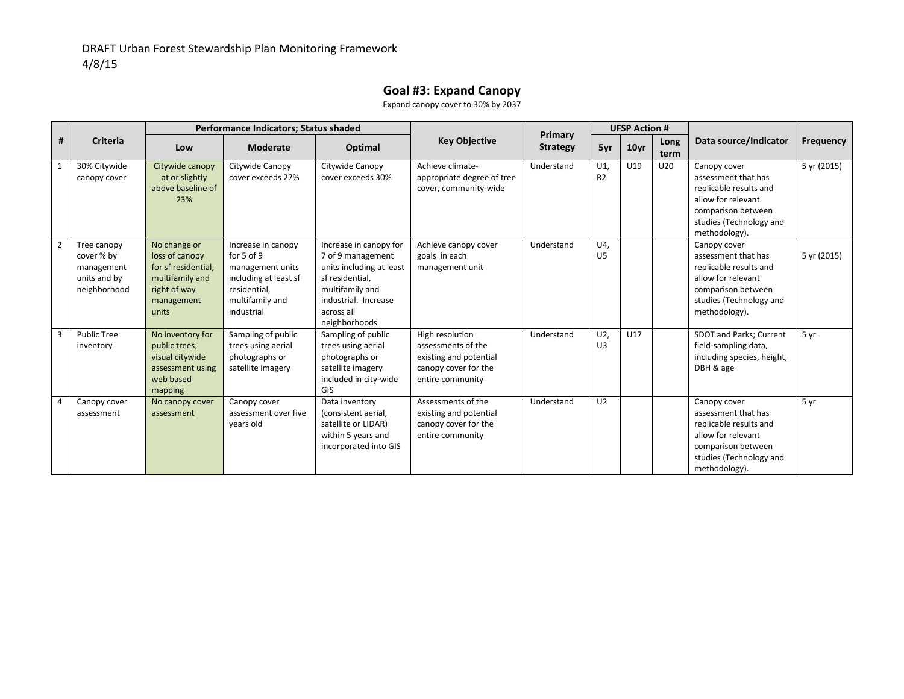DRAFT Urban Forest Stewardship Plan Monitoring Framework
4/8/15

## Goal #3: Expand Canopy

Expand canopy cover to 30% by 2037

| # | Criteria | Performance Indicators; Status shaded | | | Key Objective | Primary Strategy | UFSP Action # | | | Data source/Indicator | Frequency |
|---|---|---|---|---|---|---|---|---|---|---|---|
| | | Low | Moderate | Optimal | | | 5yr | 10yr | Long term | | |
| 1 | 30% Citywide canopy cover | Citywide canopy at or slightly above baseline of 23% | Citywide Canopy cover exceeds 27% | Citywide Canopy cover exceeds 30% | Achieve climate-appropriate degree of tree cover, community-wide | Understand | U1, R2 | U19 | U20 | Canopy cover assessment that has replicable results and allow for relevant comparison between studies (Technology and methodology). | 5 yr (2015) |
| 2 | Tree canopy cover % by management units and by neighborhood | No change or loss of canopy for sf residential, multifamily and right of way management units | Increase in canopy for 5 of 9 management units including at least sf residential, multifamily and industrial | Increase in canopy for 7 of 9 management units including at least sf residential, multifamily and industrial. Increase across all neighborhoods | Achieve canopy cover goals in each management unit | Understand | U4, U5 | | | Canopy cover assessment that has replicable results and allow for relevant comparison between studies (Technology and methodology). | 5 yr (2015) |
| 3 | Public Tree inventory | No inventory for public trees; visual citywide assessment using web based mapping | Sampling of public trees using aerial photographs or satellite imagery | Sampling of public trees using aerial photographs or satellite imagery included in city-wide GIS | High resolution assessments of the existing and potential canopy cover for the entire community | Understand | U2, U3 | U17 | | SDOT and Parks; Current field-sampling data, including species, height, DBH & age | 5 yr |
| 4 | Canopy cover assessment | No canopy cover assessment | Canopy cover assessment over five years old | Data inventory (consistent aerial, satellite or LIDAR) within 5 years and incorporated into GIS | Assessments of the existing and potential canopy cover for the entire community | Understand | U2 | | | Canopy cover assessment that has replicable results and allow for relevant comparison between studies (Technology and methodology). | 5 yr |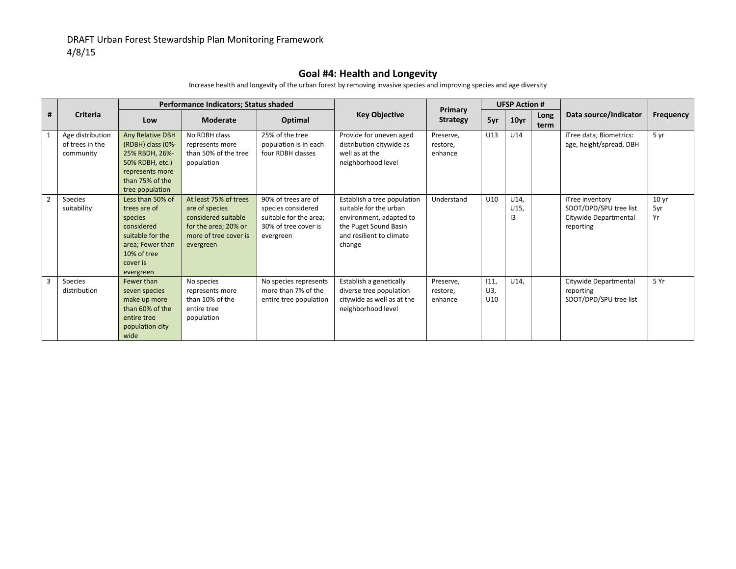DRAFT Urban Forest Stewardship Plan Monitoring Framework
4/8/15

## Goal #4: Health and Longevity

Increase health and longevity of the urban forest by removing invasive species and improving species and age diversity

| # | Criteria | Performance Indicators; Status shaded | | | Key Objective | Primary Strategy | UFSP Action # | | | Data source/Indicator | Frequency |
|---|---|---|---|---|---|---|---|---|---|---|---|
| | | Low | Moderate | Optimal | | | 5yr | 10yr | Long term | | |
| 1 | Age distribution of trees in the community | Any Relative DBH (RDBH) class (0%-25% RBDH, 26%-50% RDBH, etc.) represents more than 75% of the tree population | No RDBH class represents more than 50% of the tree population | 25% of the tree population is in each four RDBH classes | Provide for uneven aged distribution citywide as well as at the neighborhood level | Preserve, restore, enhance | U13 | U14 | | iTree data; Biometrics: age, height/spread, DBH | 5 yr |
| 2 | Species suitability | Less than 50% of trees are of species considered suitable for the area; Fewer than 10% of tree cover is evergreen | At least 75% of trees are of species considered suitable for the area; 20% or more of tree cover is evergreen | 90% of trees are of species considered suitable for the area; 30% of tree cover is evergreen | Establish a tree population suitable for the urban environment, adapted to the Puget Sound Basin and resilient to climate change | Understand | U10 | U14, U15, I3 | | iTree inventory SDOT/DPD/SPU tree list Citywide Departmental reporting | 10 yr 5yr Yr |
| 3 | Species distribution | Fewer than seven species make up more than 60% of the entire tree population city wide | No species represents more than 10% of the entire tree population | No species represents more than 7% of the entire tree population | Establish a genetically diverse tree population citywide as well as at the neighborhood level | Preserve, restore, enhance | I11, U3, U10 | U14, | | Citywide Departmental reporting SDOT/DPD/SPU tree list | 5 Yr |